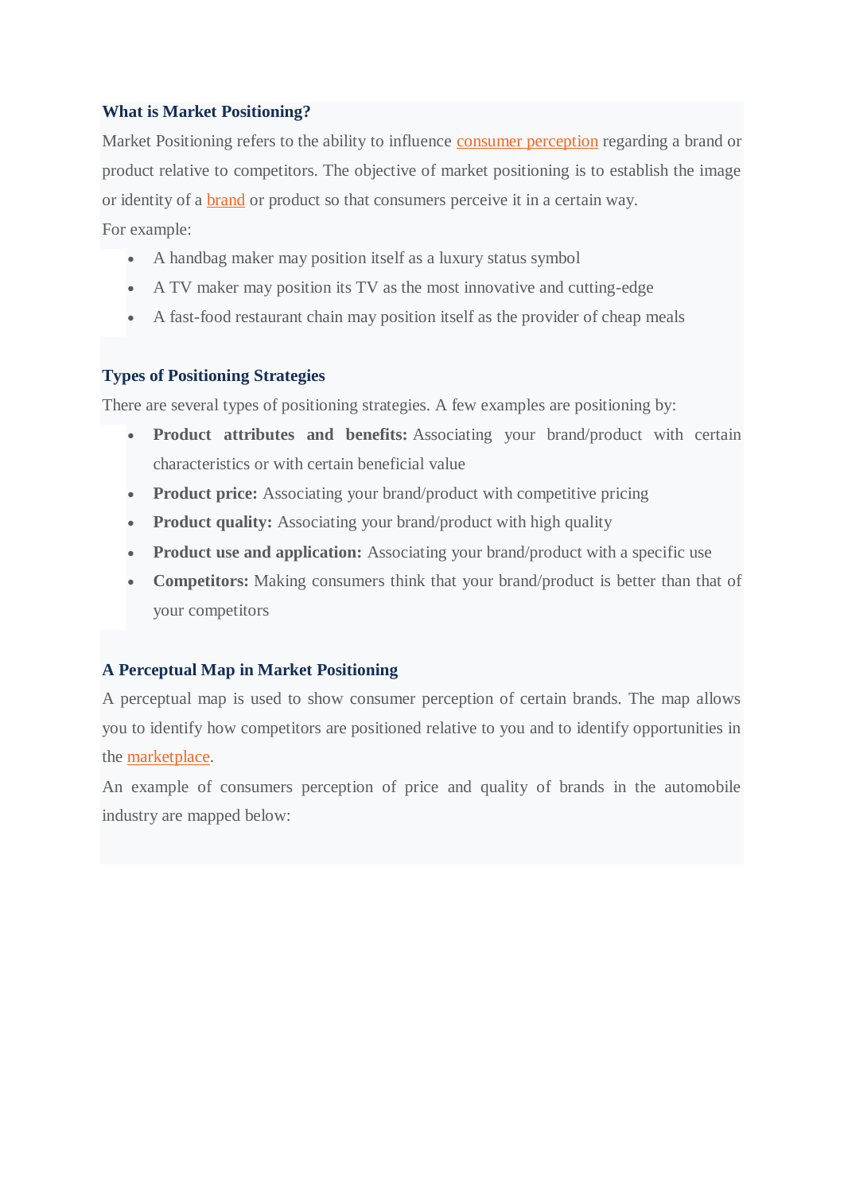## What is Market Positioning?

Market Positioning refers to the ability to influence consumer perception regarding a brand or product relative to competitors. The objective of market positioning is to establish the image or identity of a brand or product so that consumers perceive it in a certain way.

For example:

- A handbag maker may position itself as a luxury status symbol
- A TV maker may position its TV as the most innovative and cutting-edge
- A fast-food restaurant chain may position itself as the provider of cheap meals

## Types of Positioning Strategies

There are several types of positioning strategies. A few examples are positioning by:

- **Product attributes and benefits:** Associating your brand/product with certain characteristics or with certain beneficial value
- **Product price:** Associating your brand/product with competitive pricing
- **Product quality:** Associating your brand/product with high quality
- **Product use and application:** Associating your brand/product with a specific use
- **Competitors:** Making consumers think that your brand/product is better than that of your competitors

## A Perceptual Map in Market Positioning

A perceptual map is used to show consumer perception of certain brands. The map allows you to identify how competitors are positioned relative to you and to identify opportunities in the marketplace.

An example of consumers perception of price and quality of brands in the automobile industry are mapped below: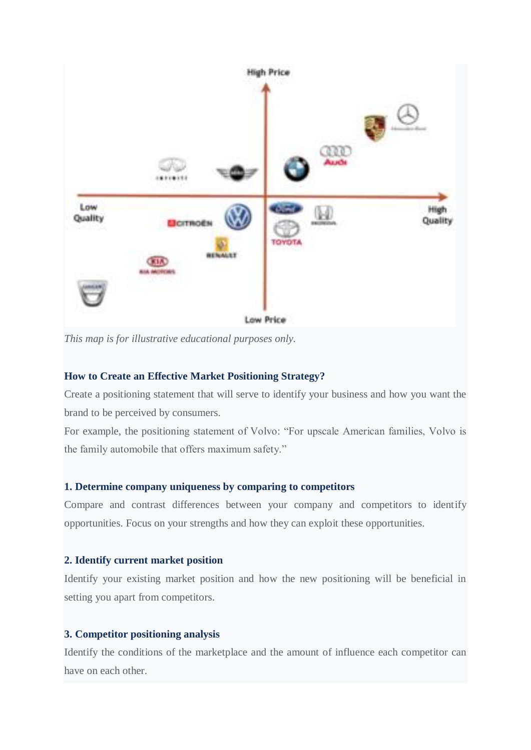*This map is for illustrative educational purposes only.*

### How to Create an Effective Market Positioning Strategy?

Create a positioning statement that will serve to identify your business and how you want the brand to be perceived by consumers.

For example, the positioning statement of Volvo: "For upscale American families, Volvo is the family automobile that offers maximum safety."

#### 1. Determine company uniqueness by comparing to competitors

Compare and contrast differences between your company and competitors to identify opportunities. Focus on your strengths and how they can exploit these opportunities.

#### 2. Identify current market position

Identify your existing market position and how the new positioning will be beneficial in setting you apart from competitors.

#### 3. Competitor positioning analysis

Identify the conditions of the marketplace and the amount of influence each competitor can have on each other.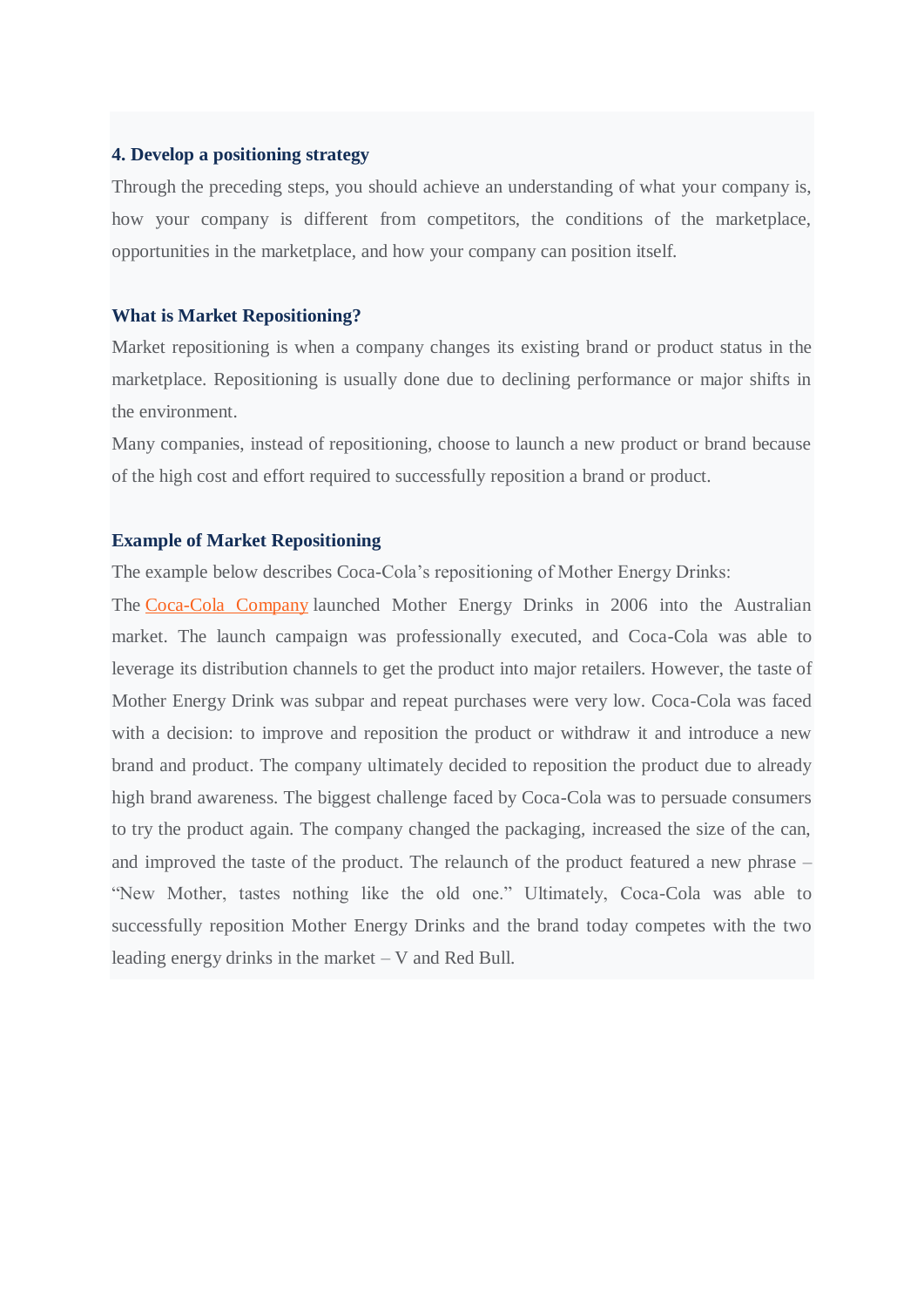**4. Develop a positioning strategy**

Through the preceding steps, you should achieve an understanding of what your company is, how your company is different from competitors, the conditions of the marketplace, opportunities in the marketplace, and how your company can position itself.

**What is Market Repositioning?**

Market repositioning is when a company changes its existing brand or product status in the marketplace. Repositioning is usually done due to declining performance or major shifts in the environment.

Many companies, instead of repositioning, choose to launch a new product or brand because of the high cost and effort required to successfully reposition a brand or product.

**Example of Market Repositioning**

The example below describes Coca-Cola's repositioning of Mother Energy Drinks:

The Coca-Cola Company launched Mother Energy Drinks in 2006 into the Australian market. The launch campaign was professionally executed, and Coca-Cola was able to leverage its distribution channels to get the product into major retailers. However, the taste of Mother Energy Drink was subpar and repeat purchases were very low. Coca-Cola was faced with a decision: to improve and reposition the product or withdraw it and introduce a new brand and product. The company ultimately decided to reposition the product due to already high brand awareness. The biggest challenge faced by Coca-Cola was to persuade consumers to try the product again. The company changed the packaging, increased the size of the can, and improved the taste of the product. The relaunch of the product featured a new phrase – "New Mother, tastes nothing like the old one." Ultimately, Coca-Cola was able to successfully reposition Mother Energy Drinks and the brand today competes with the two leading energy drinks in the market – V and Red Bull.